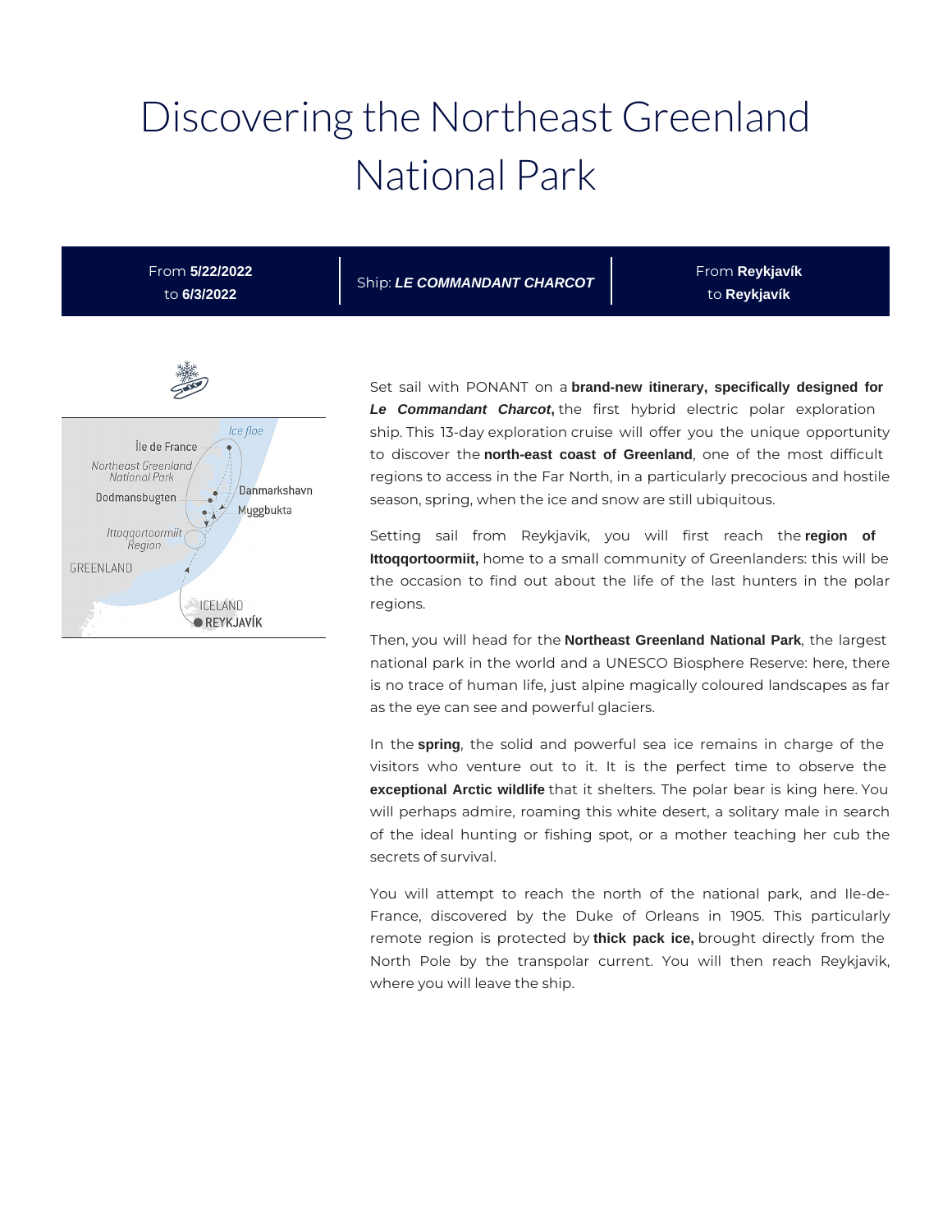# Discovering the Northeast Greenland National Park

| From **5/22/2022** to **6/3/2022** | Ship: ***LE COMMANDANT CHARCOT*** | From **Reykjavík** to **Reykjavík** |
|---|---|---|

Set sail with PONANT on a **brand-new itinerary, specifically designed for *Le Commandant Charcot*,** the first hybrid electric polar exploration ship. This 13-day exploration cruise will offer you the unique opportunity to discover the **north-east coast of Greenland**, one of the most difficult regions to access in the Far North, in a particularly precocious and hostile season, spring, when the ice and snow are still ubiquitous.

Setting sail from Reykjavik, you will first reach the **region of Ittoqqortoormiit,** home to a small community of Greenlanders: this will be the occasion to find out about the life of the last hunters in the polar regions.

Then, you will head for the **Northeast Greenland National Park**, the largest national park in the world and a UNESCO Biosphere Reserve: here, there is no trace of human life, just alpine magically coloured landscapes as far as the eye can see and powerful glaciers.

In the **spring**, the solid and powerful sea ice remains in charge of the visitors who venture out to it. It is the perfect time to observe the **exceptional Arctic wildlife** that it shelters. The polar bear is king here. You will perhaps admire, roaming this white desert, a solitary male in search of the ideal hunting or fishing spot, or a mother teaching her cub the secrets of survival.

You will attempt to reach the north of the national park, and Ile-de-France, discovered by the Duke of Orleans in 1905. This particularly remote region is protected by **thick pack ice,** brought directly from the North Pole by the transpolar current. You will then reach Reykjavik, where you will leave the ship.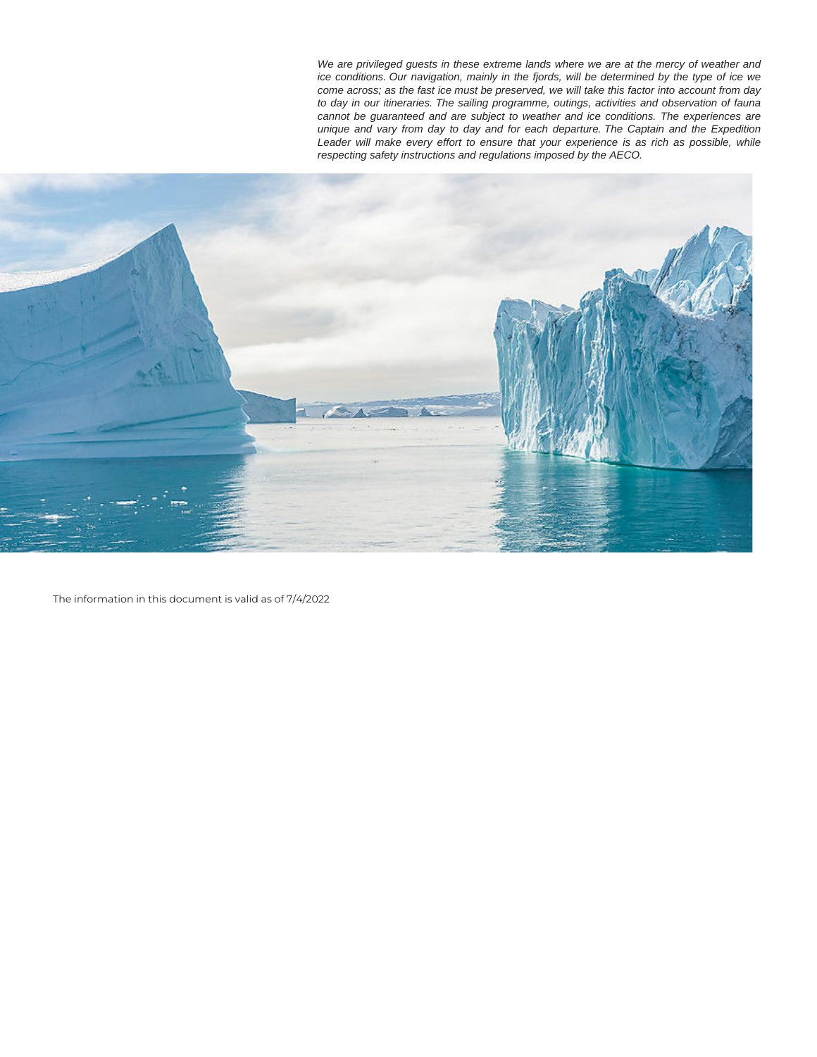*We are privileged guests in these extreme lands where we are at the mercy of weather and ice conditions. Our navigation, mainly in the fjords, will be determined by the type of ice we come across; as the fast ice must be preserved, we will take this factor into account from day to day in our itineraries. The sailing programme, outings, activities and observation of fauna cannot be guaranteed and are subject to weather and ice conditions. The experiences are unique and vary from day to day and for each departure. The Captain and the Expedition Leader will make every effort to ensure that your experience is as rich as possible, while respecting safety instructions and regulations imposed by the AECO.*

The information in this document is valid as of 7/4/2022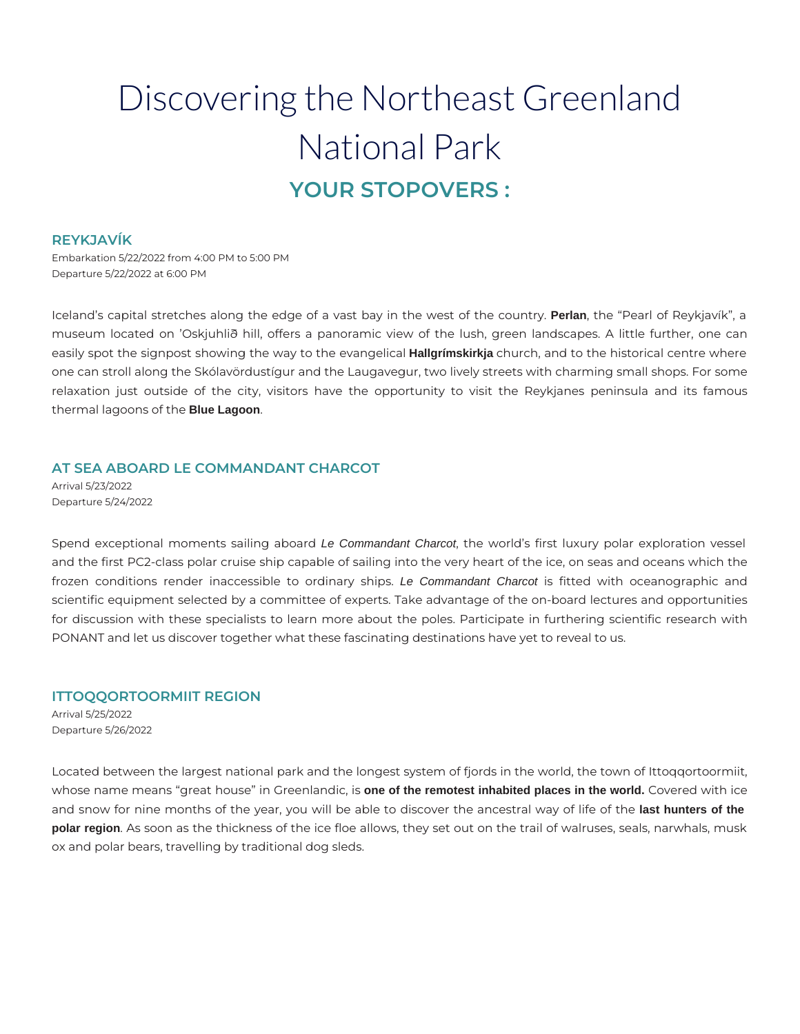# Discovering the Northeast Greenland National Park

## YOUR STOPOVERS :

### REYKJAVÍK

Embarkation 5/22/2022 from 4:00 PM to 5:00 PM
Departure 5/22/2022 at 6:00 PM

Iceland's capital stretches along the edge of a vast bay in the west of the country. **Perlan**, the "Pearl of Reykjavík", a museum located on 'Oskjuhlið hill, offers a panoramic view of the lush, green landscapes. A little further, one can easily spot the signpost showing the way to the evangelical **Hallgrímskirkja** church, and to the historical centre where one can stroll along the Skólavördustígur and the Laugavegur, two lively streets with charming small shops. For some relaxation just outside of the city, visitors have the opportunity to visit the Reykjanes peninsula and its famous thermal lagoons of the **Blue Lagoon**.

### AT SEA ABOARD LE COMMANDANT CHARCOT

Arrival 5/23/2022
Departure 5/24/2022

Spend exceptional moments sailing aboard *Le Commandant Charcot*, the world's first luxury polar exploration vessel and the first PC2-class polar cruise ship capable of sailing into the very heart of the ice, on seas and oceans which the frozen conditions render inaccessible to ordinary ships. *Le Commandant Charcot* is fitted with oceanographic and scientific equipment selected by a committee of experts. Take advantage of the on-board lectures and opportunities for discussion with these specialists to learn more about the poles. Participate in furthering scientific research with PONANT and let us discover together what these fascinating destinations have yet to reveal to us.

### ITTOQQORTOORMIIT REGION

Arrival 5/25/2022
Departure 5/26/2022

Located between the largest national park and the longest system of fjords in the world, the town of Ittoqqortoormiit, whose name means "great house" in Greenlandic, is **one of the remotest inhabited places in the world.** Covered with ice and snow for nine months of the year, you will be able to discover the ancestral way of life of the **last hunters of the polar region**. As soon as the thickness of the ice floe allows, they set out on the trail of walruses, seals, narwhals, musk ox and polar bears, travelling by traditional dog sleds.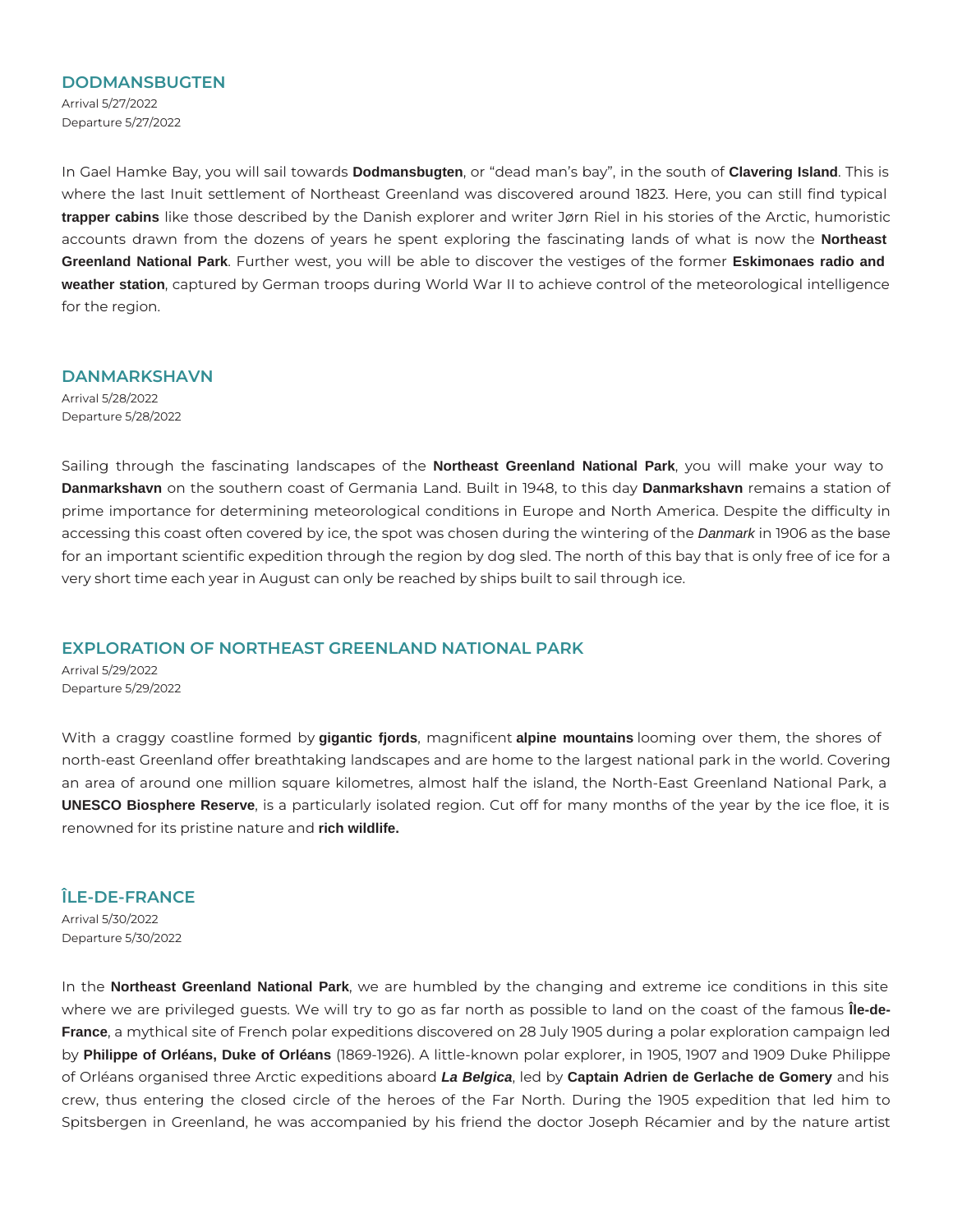## DODMANSBUGTEN

Arrival 5/27/2022
Departure 5/27/2022

In Gael Hamke Bay, you will sail towards **Dodmansbugten**, or “dead man’s bay”, in the south of **Clavering Island**. This is where the last Inuit settlement of Northeast Greenland was discovered around 1823. Here, you can still find typical **trapper cabins** like those described by the Danish explorer and writer Jørn Riel in his stories of the Arctic, humoristic accounts drawn from the dozens of years he spent exploring the fascinating lands of what is now the **Northeast Greenland National Park**. Further west, you will be able to discover the vestiges of the former **Eskimonaes radio and weather station**, captured by German troops during World War II to achieve control of the meteorological intelligence for the region.

## DANMARKSHAVN

Arrival 5/28/2022
Departure 5/28/2022

Sailing through the fascinating landscapes of the **Northeast Greenland National Park**, you will make your way to **Danmarkshavn** on the southern coast of Germania Land. Built in 1948, to this day **Danmarkshavn** remains a station of prime importance for determining meteorological conditions in Europe and North America. Despite the difficulty in accessing this coast often covered by ice, the spot was chosen during the wintering of the *Danmark* in 1906 as the base for an important scientific expedition through the region by dog sled. The north of this bay that is only free of ice for a very short time each year in August can only be reached by ships built to sail through ice.

## EXPLORATION OF NORTHEAST GREENLAND NATIONAL PARK

Arrival 5/29/2022
Departure 5/29/2022

With a craggy coastline formed by **gigantic fjords**, magnificent **alpine mountains** looming over them, the shores of north-east Greenland offer breathtaking landscapes and are home to the largest national park in the world. Covering an area of around one million square kilometres, almost half the island, the North-East Greenland National Park, a **UNESCO Biosphere Reserve**, is a particularly isolated region. Cut off for many months of the year by the ice floe, it is renowned for its pristine nature and **rich wildlife.**

## ÎLE-DE-FRANCE

Arrival 5/30/2022
Departure 5/30/2022

In the **Northeast Greenland National Park**, we are humbled by the changing and extreme ice conditions in this site where we are privileged guests. We will try to go as far north as possible to land on the coast of the famous **Île-de-France**, a mythical site of French polar expeditions discovered on 28 July 1905 during a polar exploration campaign led by **Philippe of Orléans, Duke of Orléans** (1869-1926). A little-known polar explorer, in 1905, 1907 and 1909 Duke Philippe of Orléans organised three Arctic expeditions aboard ***La Belgica***, led by **Captain Adrien de Gerlache de Gomery** and his crew, thus entering the closed circle of the heroes of the Far North. During the 1905 expedition that led him to Spitsbergen in Greenland, he was accompanied by his friend the doctor Joseph Récamier and by the nature artist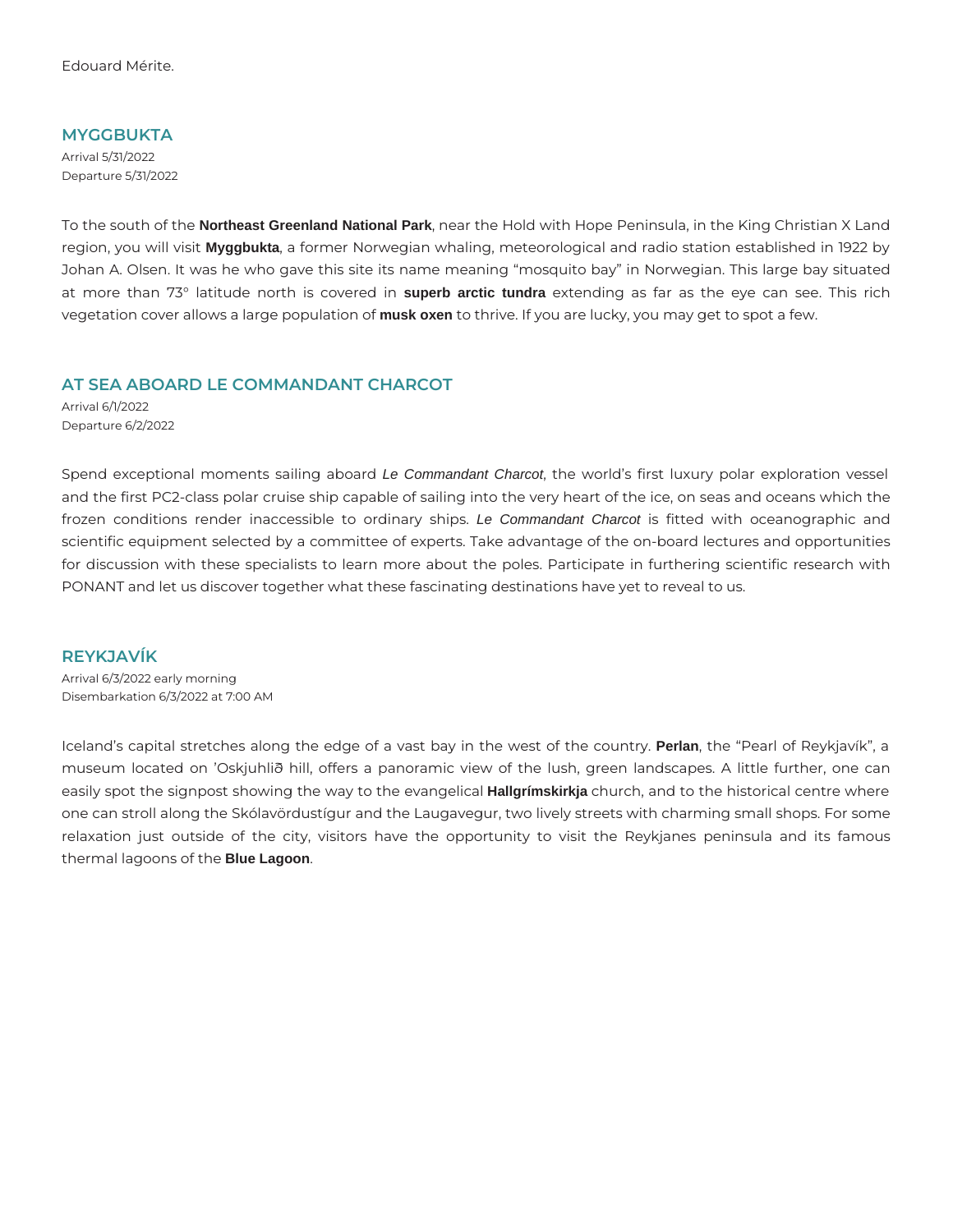Edouard Mérite.

## MYGGBUKTA

Arrival 5/31/2022
Departure 5/31/2022

To the south of the **Northeast Greenland National Park**, near the Hold with Hope Peninsula, in the King Christian X Land region, you will visit **Myggbukta**, a former Norwegian whaling, meteorological and radio station established in 1922 by Johan A. Olsen. It was he who gave this site its name meaning “mosquito bay” in Norwegian. This large bay situated at more than 73° latitude north is covered in **superb arctic tundra** extending as far as the eye can see. This rich vegetation cover allows a large population of **musk oxen** to thrive. If you are lucky, you may get to spot a few.

## AT SEA ABOARD LE COMMANDANT CHARCOT

Arrival 6/1/2022
Departure 6/2/2022

Spend exceptional moments sailing aboard *Le Commandant Charcot*, the world’s first luxury polar exploration vessel and the first PC2-class polar cruise ship capable of sailing into the very heart of the ice, on seas and oceans which the frozen conditions render inaccessible to ordinary ships. *Le Commandant Charcot* is fitted with oceanographic and scientific equipment selected by a committee of experts. Take advantage of the on-board lectures and opportunities for discussion with these specialists to learn more about the poles. Participate in furthering scientific research with PONANT and let us discover together what these fascinating destinations have yet to reveal to us.

## REYKJAVÍK

Arrival 6/3/2022 early morning
Disembarkation 6/3/2022 at 7:00 AM

Iceland’s capital stretches along the edge of a vast bay in the west of the country. **Perlan**, the “Pearl of Reykjavík”, a museum located on ’Oskjuhlið hill, offers a panoramic view of the lush, green landscapes. A little further, one can easily spot the signpost showing the way to the evangelical **Hallgrímskirkja** church, and to the historical centre where one can stroll along the Skólavördustígur and the Laugavegur, two lively streets with charming small shops. For some relaxation just outside of the city, visitors have the opportunity to visit the Reykjanes peninsula and its famous thermal lagoons of the **Blue Lagoon**.